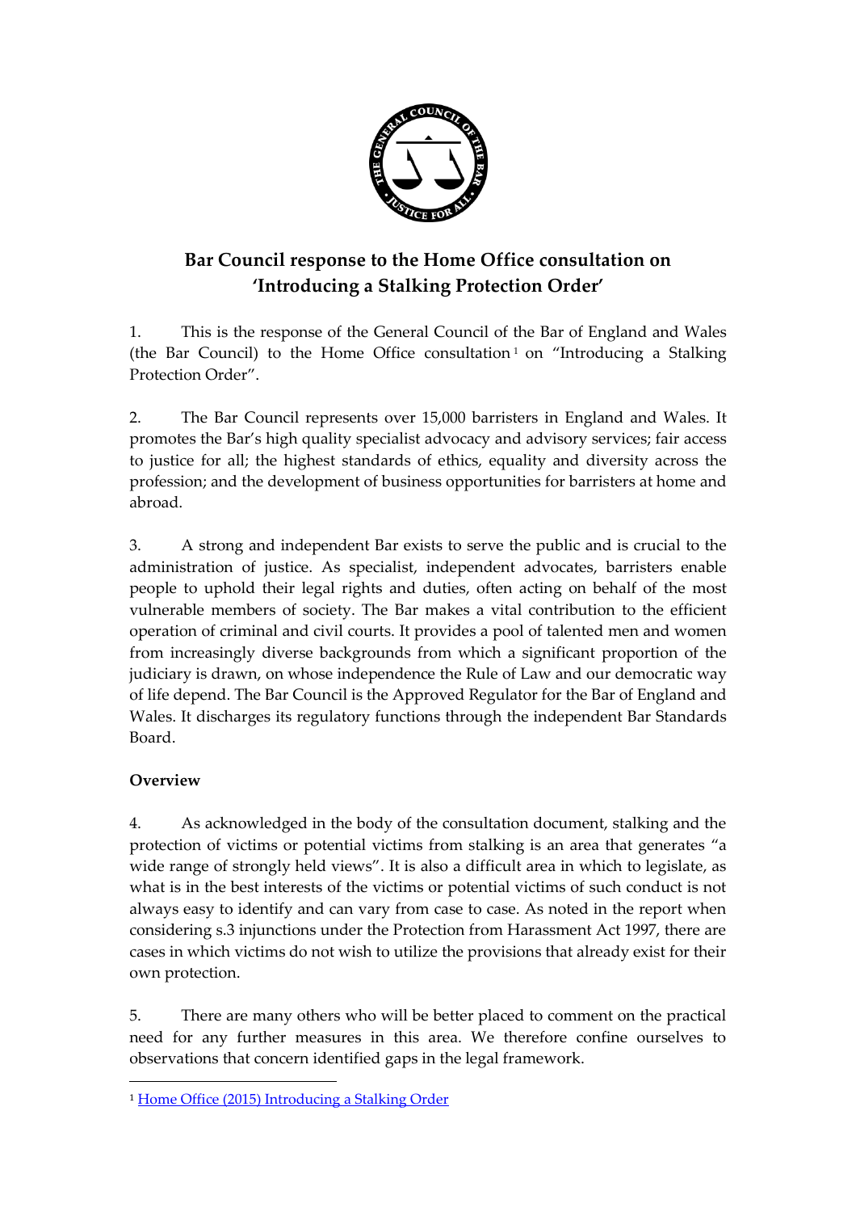# Bar Council response to the Home Office consultation on 'Introducing a Stalking Protection Order'

1. This is the response of the General Council of the Bar of England and Wales (the Bar Council) to the Home Office consultation[1] on "Introducing a Stalking Protection Order".

2. The Bar Council represents over 15,000 barristers in England and Wales. It promotes the Bar's high quality specialist advocacy and advisory services; fair access to justice for all; the highest standards of ethics, equality and diversity across the profession; and the development of business opportunities for barristers at home and abroad.

3. A strong and independent Bar exists to serve the public and is crucial to the administration of justice. As specialist, independent advocates, barristers enable people to uphold their legal rights and duties, often acting on behalf of the most vulnerable members of society. The Bar makes a vital contribution to the efficient operation of criminal and civil courts. It provides a pool of talented men and women from increasingly diverse backgrounds from which a significant proportion of the judiciary is drawn, on whose independence the Rule of Law and our democratic way of life depend. The Bar Council is the Approved Regulator for the Bar of England and Wales. It discharges its regulatory functions through the independent Bar Standards Board.

## Overview

4. As acknowledged in the body of the consultation document, stalking and the protection of victims or potential victims from stalking is an area that generates "a wide range of strongly held views". It is also a difficult area in which to legislate, as what is in the best interests of the victims or potential victims of such conduct is not always easy to identify and can vary from case to case. As noted in the report when considering s.3 injunctions under the Protection from Harassment Act 1997, there are cases in which victims do not wish to utilize the provisions that already exist for their own protection.

5. There are many others who will be better placed to comment on the practical need for any further measures in this area. We therefore confine ourselves to observations that concern identified gaps in the legal framework.

[1] Home Office (2015) Introducing a Stalking Order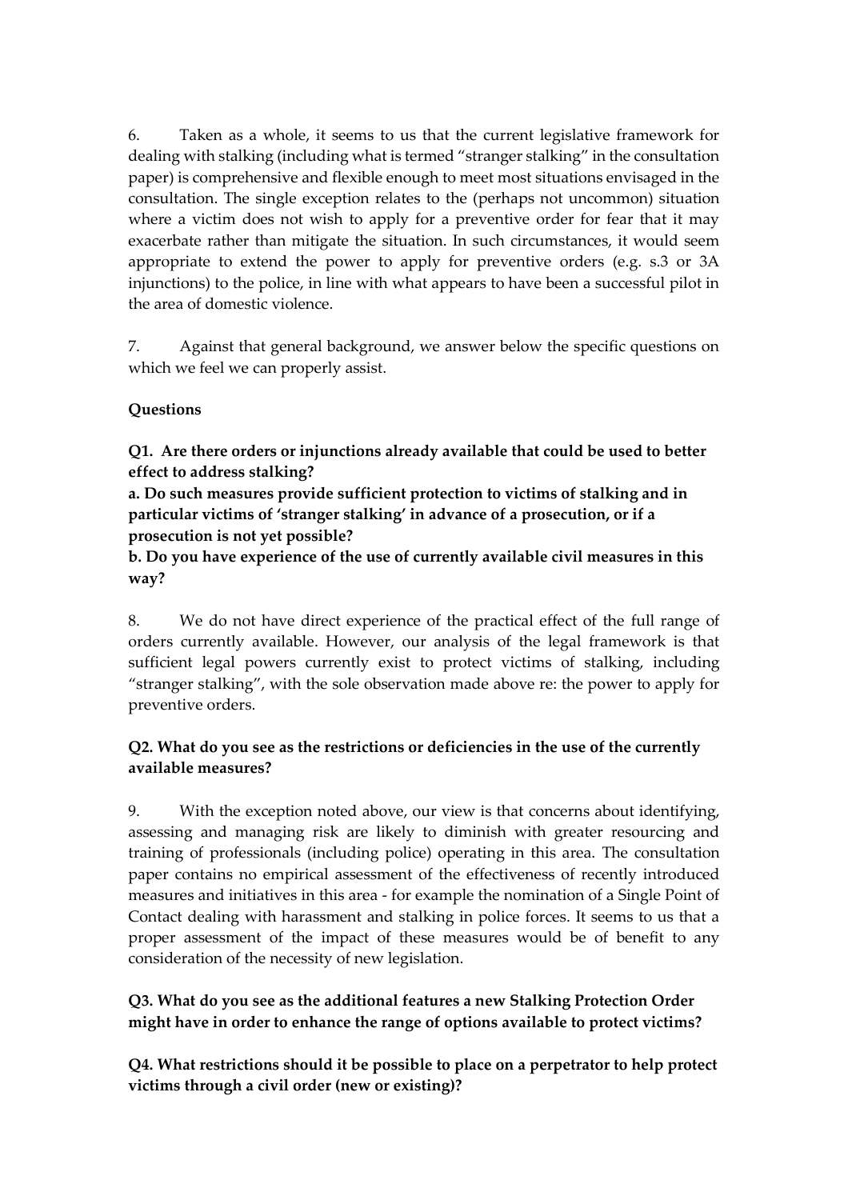6. Taken as a whole, it seems to us that the current legislative framework for dealing with stalking (including what is termed "stranger stalking" in the consultation paper) is comprehensive and flexible enough to meet most situations envisaged in the consultation. The single exception relates to the (perhaps not uncommon) situation where a victim does not wish to apply for a preventive order for fear that it may exacerbate rather than mitigate the situation. In such circumstances, it would seem appropriate to extend the power to apply for preventive orders (e.g. s.3 or 3A injunctions) to the police, in line with what appears to have been a successful pilot in the area of domestic violence.

7. Against that general background, we answer below the specific questions on which we feel we can properly assist.

**Questions**

**Q1. Are there orders or injunctions already available that could be used to better effect to address stalking?**

**a. Do such measures provide sufficient protection to victims of stalking and in particular victims of 'stranger stalking' in advance of a prosecution, or if a prosecution is not yet possible?**

**b. Do you have experience of the use of currently available civil measures in this way?**

8. We do not have direct experience of the practical effect of the full range of orders currently available. However, our analysis of the legal framework is that sufficient legal powers currently exist to protect victims of stalking, including "stranger stalking", with the sole observation made above re: the power to apply for preventive orders.

**Q2. What do you see as the restrictions or deficiencies in the use of the currently available measures?**

9. With the exception noted above, our view is that concerns about identifying, assessing and managing risk are likely to diminish with greater resourcing and training of professionals (including police) operating in this area. The consultation paper contains no empirical assessment of the effectiveness of recently introduced measures and initiatives in this area - for example the nomination of a Single Point of Contact dealing with harassment and stalking in police forces. It seems to us that a proper assessment of the impact of these measures would be of benefit to any consideration of the necessity of new legislation.

**Q3. What do you see as the additional features a new Stalking Protection Order might have in order to enhance the range of options available to protect victims?**

**Q4. What restrictions should it be possible to place on a perpetrator to help protect victims through a civil order (new or existing)?**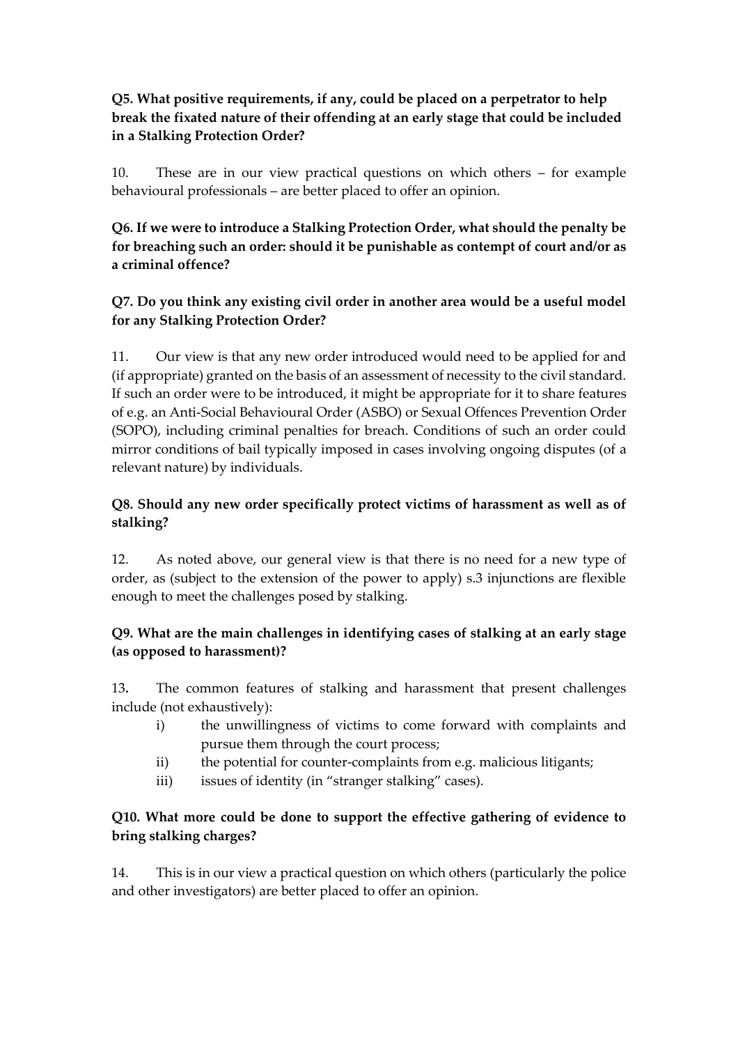**Q5. What positive requirements, if any, could be placed on a perpetrator to help break the fixated nature of their offending at an early stage that could be included in a Stalking Protection Order?**

10. These are in our view practical questions on which others – for example behavioural professionals – are better placed to offer an opinion.

**Q6. If we were to introduce a Stalking Protection Order, what should the penalty be for breaching such an order: should it be punishable as contempt of court and/or as a criminal offence?**

**Q7. Do you think any existing civil order in another area would be a useful model for any Stalking Protection Order?**

11. Our view is that any new order introduced would need to be applied for and (if appropriate) granted on the basis of an assessment of necessity to the civil standard. If such an order were to be introduced, it might be appropriate for it to share features of e.g. an Anti-Social Behavioural Order (ASBO) or Sexual Offences Prevention Order (SOPO), including criminal penalties for breach. Conditions of such an order could mirror conditions of bail typically imposed in cases involving ongoing disputes (of a relevant nature) by individuals.

**Q8. Should any new order specifically protect victims of harassment as well as of stalking?**

12. As noted above, our general view is that there is no need for a new type of order, as (subject to the extension of the power to apply) s.3 injunctions are flexible enough to meet the challenges posed by stalking.

**Q9. What are the main challenges in identifying cases of stalking at an early stage (as opposed to harassment)?**

13**.** The common features of stalking and harassment that present challenges include (not exhaustively):

i) the unwillingness of victims to come forward with complaints and pursue them through the court process;

ii) the potential for counter-complaints from e.g. malicious litigants;

iii) issues of identity (in "stranger stalking" cases).

**Q10. What more could be done to support the effective gathering of evidence to bring stalking charges?**

14. This is in our view a practical question on which others (particularly the police and other investigators) are better placed to offer an opinion.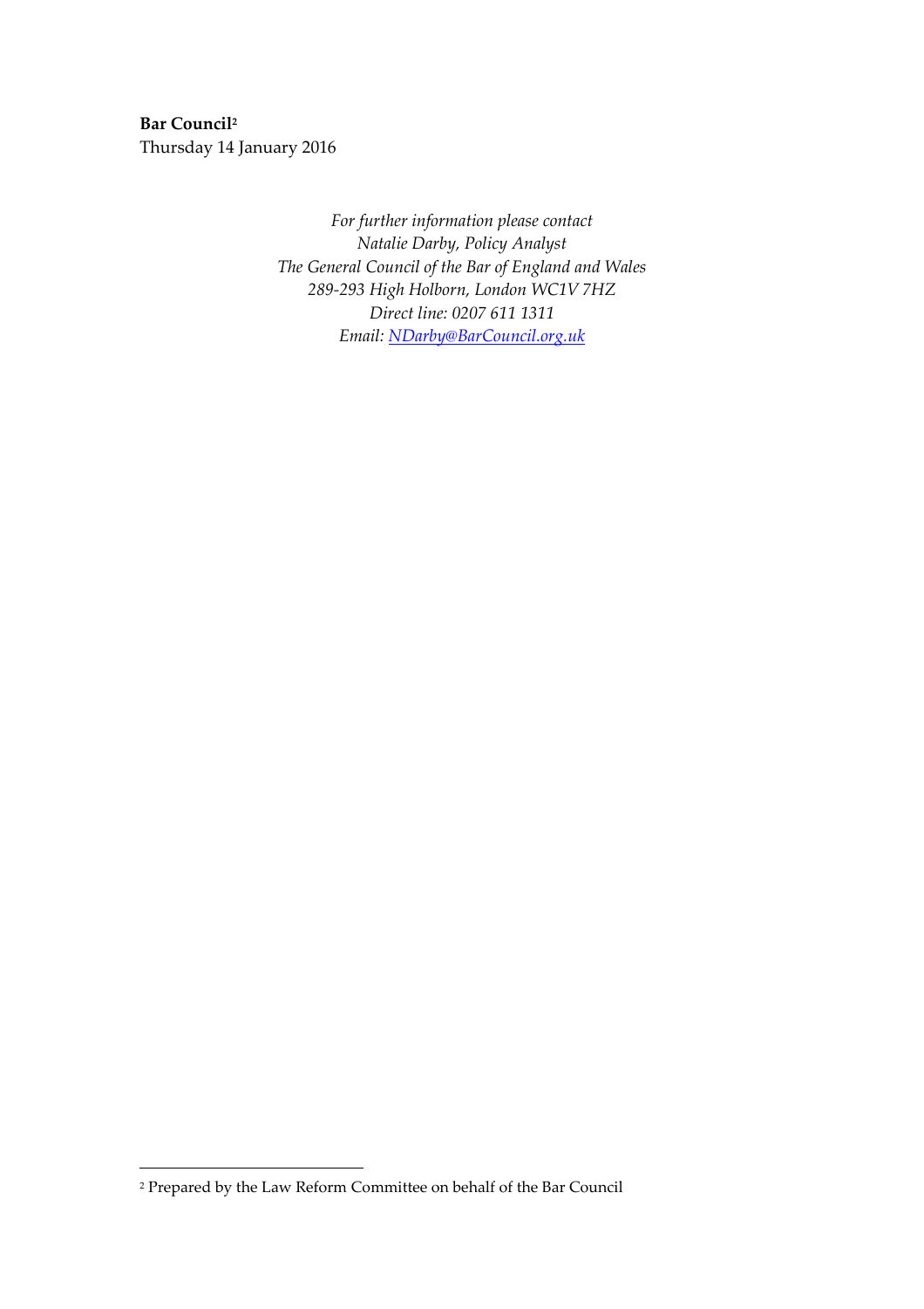**Bar Council**[2]
Thursday 14 January 2016

*For further information please contact*
*Natalie Darby, Policy Analyst*
*The General Council of the Bar of England and Wales*
*289-293 High Holborn, London WC1V 7HZ*
*Direct line: 0207 611 1311*
*Email: NDarby@BarCouncil.org.uk*

---

[2] Prepared by the Law Reform Committee on behalf of the Bar Council